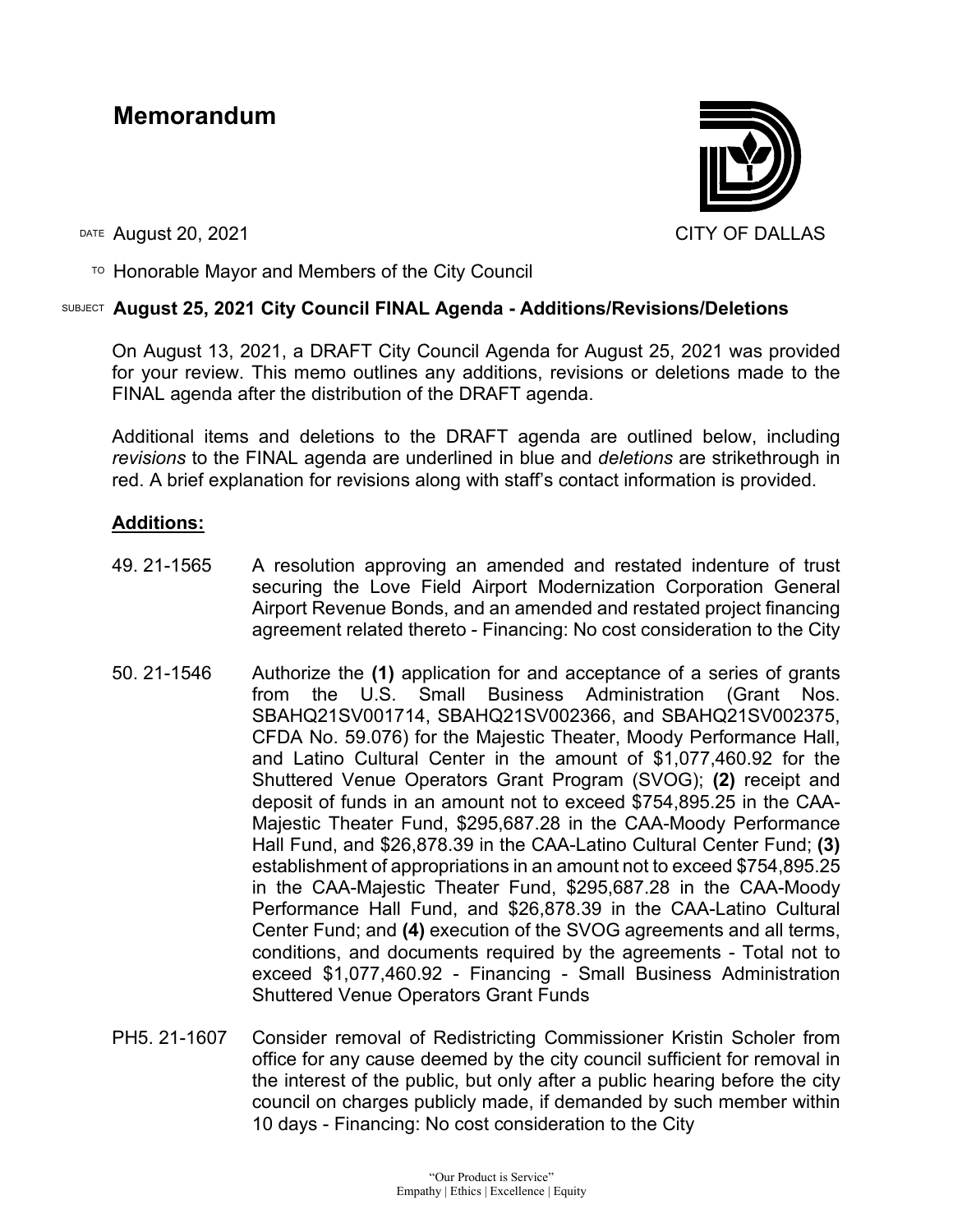# Memorandum

CITY OF DALLAS

DATE August 20, 2021

TO Honorable Mayor and Members of the City Council

SUBJECT **August 25, 2021 City Council FINAL Agenda - Additions/Revisions/Deletions**

On August 13, 2021, a DRAFT City Council Agenda for August 25, 2021 was provided for your review. This memo outlines any additions, revisions or deletions made to the FINAL agenda after the distribution of the DRAFT agenda.

Additional items and deletions to the DRAFT agenda are outlined below, including *revisions* to the FINAL agenda are underlined in blue and *deletions* are strikethrough in red. A brief explanation for revisions along with staff's contact information is provided.

## **Additions:**

49. 21-1565 A resolution approving an amended and restated indenture of trust securing the Love Field Airport Modernization Corporation General Airport Revenue Bonds, and an amended and restated project financing agreement related thereto - Financing: No cost consideration to the City

50. 21-1546 Authorize the **(1)** application for and acceptance of a series of grants from the U.S. Small Business Administration (Grant Nos. SBAHQ21SV001714, SBAHQ21SV002366, and SBAHQ21SV002375, CFDA No. 59.076) for the Majestic Theater, Moody Performance Hall, and Latino Cultural Center in the amount of $1,077,460.92 for the Shuttered Venue Operators Grant Program (SVOG); **(2)** receipt and deposit of funds in an amount not to exceed $754,895.25 in the CAA-Majestic Theater Fund, $295,687.28 in the CAA-Moody Performance Hall Fund, and $26,878.39 in the CAA-Latino Cultural Center Fund; **(3)** establishment of appropriations in an amount not to exceed $754,895.25 in the CAA-Majestic Theater Fund, $295,687.28 in the CAA-Moody Performance Hall Fund, and $26,878.39 in the CAA-Latino Cultural Center Fund; and **(4)** execution of the SVOG agreements and all terms, conditions, and documents required by the agreements - Total not to exceed $1,077,460.92 - Financing - Small Business Administration Shuttered Venue Operators Grant Funds

PH5. 21-1607 Consider removal of Redistricting Commissioner Kristin Scholer from office for any cause deemed by the city council sufficient for removal in the interest of the public, but only after a public hearing before the city council on charges publicly made, if demanded by such member within 10 days - Financing: No cost consideration to the City

"Our Product is Service"
Empathy | Ethics | Excellence | Equity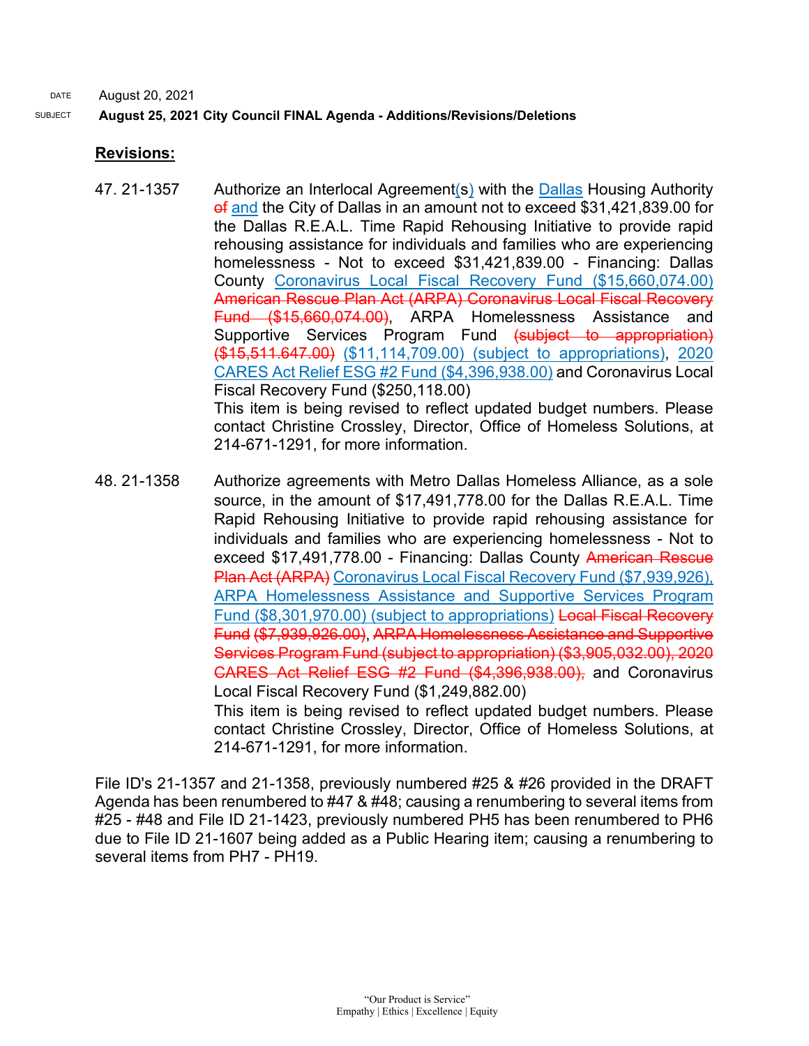DATE August 20, 2021

SUBJECT **August 25, 2021 City Council FINAL Agenda - Additions/Revisions/Deletions**

## Revisions:

47. 21-1357 Authorize an Interlocal Agreement(s) with the Dallas Housing Authority ~~of~~ and the City of Dallas in an amount not to exceed $31,421,839.00 for the Dallas R.E.A.L. Time Rapid Rehousing Initiative to provide rapid rehousing assistance for individuals and families who are experiencing homelessness - Not to exceed $31,421,839.00 - Financing: Dallas County Coronavirus Local Fiscal Recovery Fund ($15,660,074.00) ~~American Rescue Plan Act (ARPA) Coronavirus Local Fiscal Recovery Fund ($15,660,074.00)~~, ARPA Homelessness Assistance and Supportive Services Program Fund ~~(subject to appropriation) ($15,511,647.00)~~ ($11,114,709.00) (subject to appropriations), 2020 CARES Act Relief ESG #2 Fund ($4,396,938.00) and Coronavirus Local Fiscal Recovery Fund ($250,118.00)

    This item is being revised to reflect updated budget numbers. Please contact Christine Crossley, Director, Office of Homeless Solutions, at 214-671-1291, for more information.

48. 21-1358 Authorize agreements with Metro Dallas Homeless Alliance, as a sole source, in the amount of $17,491,778.00 for the Dallas R.E.A.L. Time Rapid Rehousing Initiative to provide rapid rehousing assistance for individuals and families who are experiencing homelessness - Not to exceed $17,491,778.00 - Financing: Dallas County ~~American Rescue Plan Act (ARPA)~~ Coronavirus Local Fiscal Recovery Fund ($7,939,926), ARPA Homelessness Assistance and Supportive Services Program Fund ($8,301,970.00) (subject to appropriations) ~~Local Fiscal Recovery Fund ($7,939,926.00)~~, ~~ARPA Homelessness Assistance and Supportive Services Program Fund (subject to appropriation) ($3,905,032.00), 2020 CARES Act Relief ESG #2 Fund ($4,396,938.00),~~ and Coronavirus Local Fiscal Recovery Fund ($1,249,882.00)

    This item is being revised to reflect updated budget numbers. Please contact Christine Crossley, Director, Office of Homeless Solutions, at 214-671-1291, for more information.

File ID's 21-1357 and 21-1358, previously numbered #25 & #26 provided in the DRAFT Agenda has been renumbered to #47 & #48; causing a renumbering to several items from #25 - #48 and File ID 21-1423, previously numbered PH5 has been renumbered to PH6 due to File ID 21-1607 being added as a Public Hearing item; causing a renumbering to several items from PH7 - PH19.

"Our Product is Service"
Empathy | Ethics | Excellence | Equity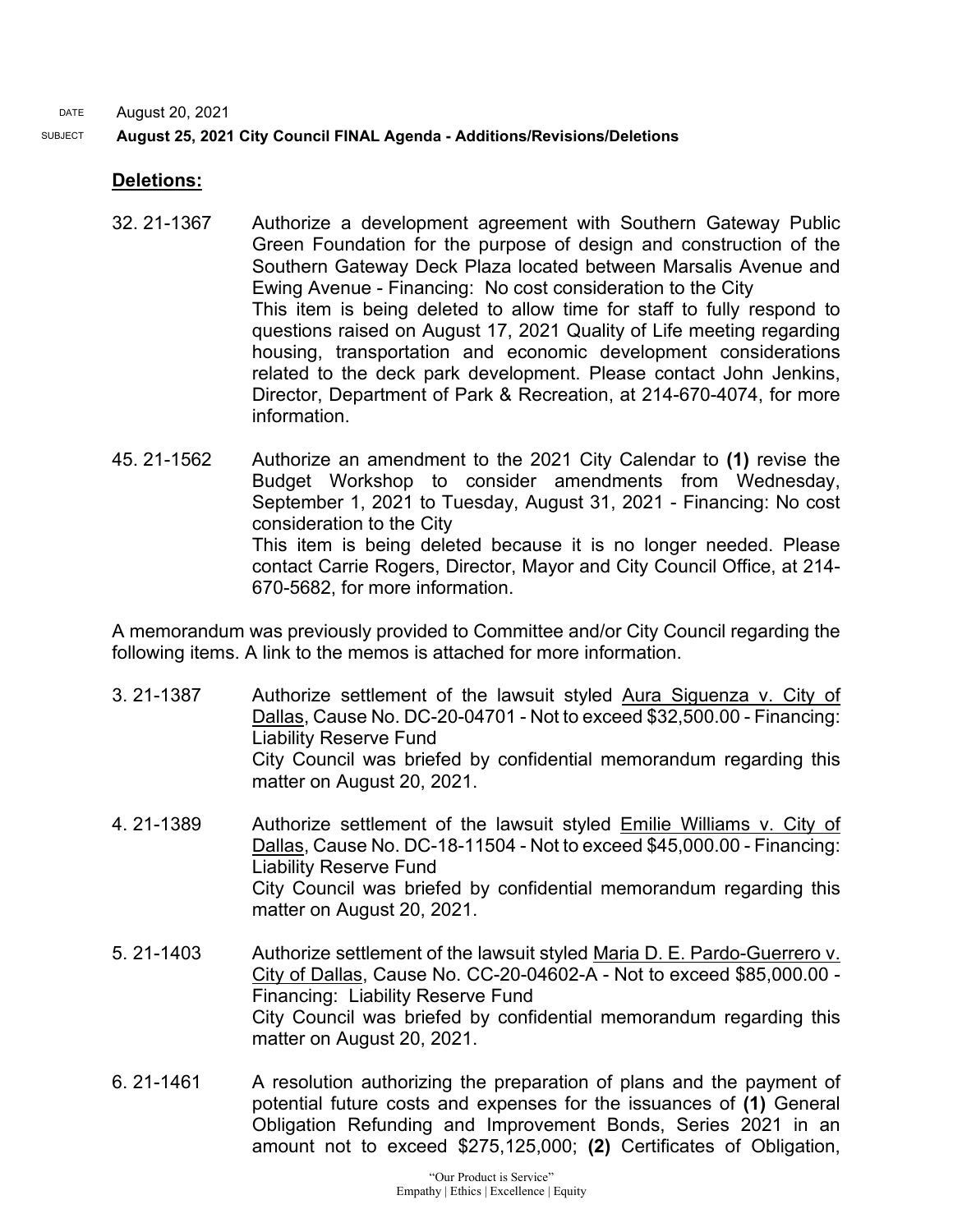DATE August 20, 2021

SUBJECT **August 25, 2021 City Council FINAL Agenda - Additions/Revisions/Deletions**

## Deletions:

32. 21-1367 Authorize a development agreement with Southern Gateway Public Green Foundation for the purpose of design and construction of the Southern Gateway Deck Plaza located between Marsalis Avenue and Ewing Avenue - Financing: No cost consideration to the City
This item is being deleted to allow time for staff to fully respond to questions raised on August 17, 2021 Quality of Life meeting regarding housing, transportation and economic development considerations related to the deck park development. Please contact John Jenkins, Director, Department of Park & Recreation, at 214-670-4074, for more information.

45. 21-1562 Authorize an amendment to the 2021 City Calendar to **(1)** revise the Budget Workshop to consider amendments from Wednesday, September 1, 2021 to Tuesday, August 31, 2021 - Financing: No cost consideration to the City
This item is being deleted because it is no longer needed. Please contact Carrie Rogers, Director, Mayor and City Council Office, at 214-670-5682, for more information.

A memorandum was previously provided to Committee and/or City Council regarding the following items. A link to the memos is attached for more information.

3. 21-1387 Authorize settlement of the lawsuit styled Aura Siguenza v. City of Dallas, Cause No. DC-20-04701 - Not to exceed $32,500.00 - Financing: Liability Reserve Fund
City Council was briefed by confidential memorandum regarding this matter on August 20, 2021.

4. 21-1389 Authorize settlement of the lawsuit styled Emilie Williams v. City of Dallas, Cause No. DC-18-11504 - Not to exceed $45,000.00 - Financing: Liability Reserve Fund
City Council was briefed by confidential memorandum regarding this matter on August 20, 2021.

5. 21-1403 Authorize settlement of the lawsuit styled Maria D. E. Pardo-Guerrero v. City of Dallas, Cause No. CC-20-04602-A - Not to exceed $85,000.00 - Financing: Liability Reserve Fund
City Council was briefed by confidential memorandum regarding this matter on August 20, 2021.

6. 21-1461 A resolution authorizing the preparation of plans and the payment of potential future costs and expenses for the issuances of **(1)** General Obligation Refunding and Improvement Bonds, Series 2021 in an amount not to exceed $275,125,000; **(2)** Certificates of Obligation,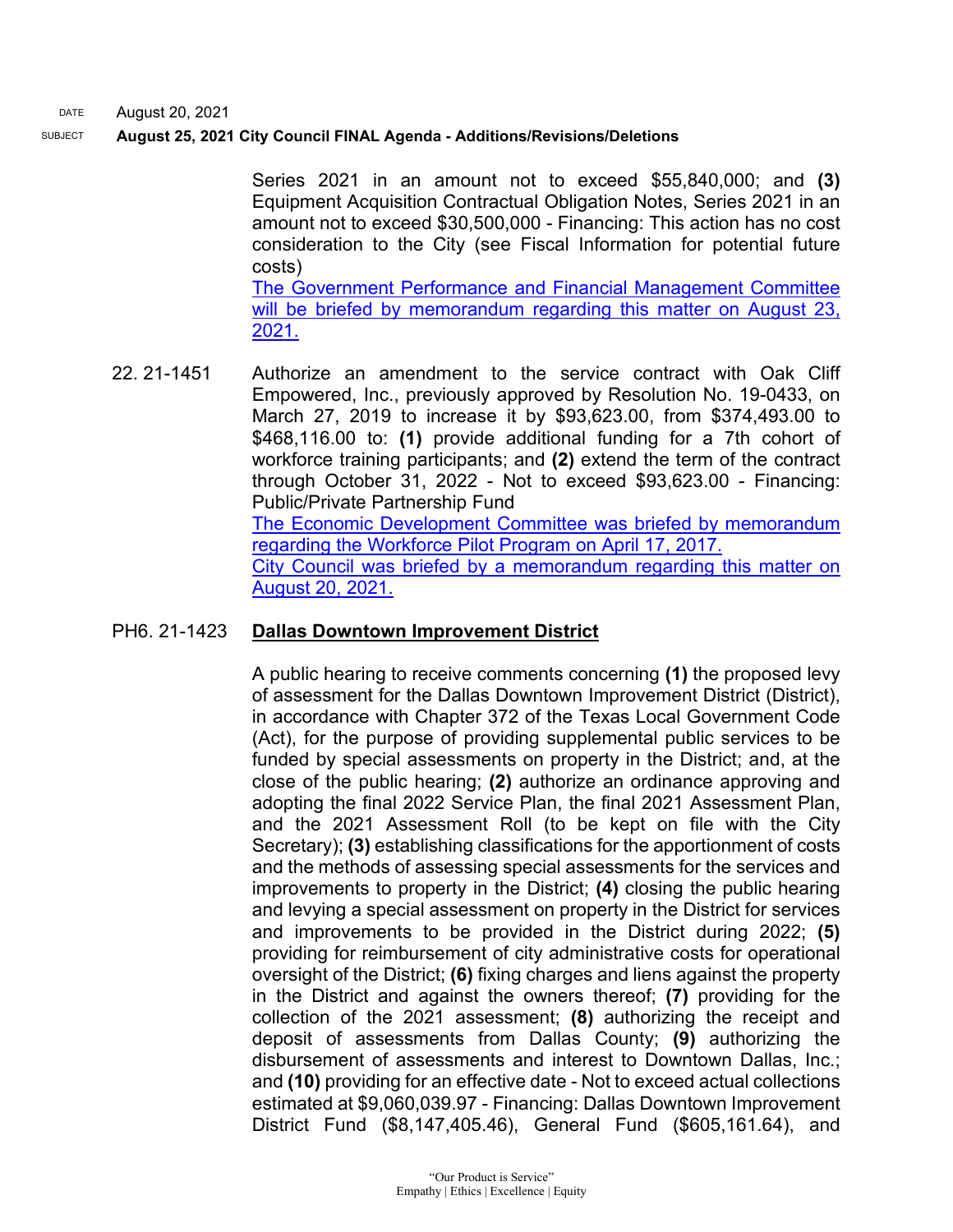Series 2021 in an amount not to exceed $55,840,000; and **(3)** Equipment Acquisition Contractual Obligation Notes, Series 2021 in an amount not to exceed $30,500,000 - Financing: This action has no cost consideration to the City (see Fiscal Information for potential future costs)
The Government Performance and Financial Management Committee will be briefed by memorandum regarding this matter on August 23, 2021.

22. 21-1451 Authorize an amendment to the service contract with Oak Cliff Empowered, Inc., previously approved by Resolution No. 19-0433, on March 27, 2019 to increase it by $93,623.00, from $374,493.00 to $468,116.00 to: **(1)** provide additional funding for a 7th cohort of workforce training participants; and **(2)** extend the term of the contract through October 31, 2022 - Not to exceed $93,623.00 - Financing: Public/Private Partnership Fund
The Economic Development Committee was briefed by memorandum regarding the Workforce Pilot Program on April 17, 2017.
City Council was briefed by a memorandum regarding this matter on August 20, 2021.

PH6. 21-1423 **Dallas Downtown Improvement District**

A public hearing to receive comments concerning **(1)** the proposed levy of assessment for the Dallas Downtown Improvement District (District), in accordance with Chapter 372 of the Texas Local Government Code (Act), for the purpose of providing supplemental public services to be funded by special assessments on property in the District; and, at the close of the public hearing; **(2)** authorize an ordinance approving and adopting the final 2022 Service Plan, the final 2021 Assessment Plan, and the 2021 Assessment Roll (to be kept on file with the City Secretary); **(3)** establishing classifications for the apportionment of costs and the methods of assessing special assessments for the services and improvements to property in the District; **(4)** closing the public hearing and levying a special assessment on property in the District for services and improvements to be provided in the District during 2022; **(5)** providing for reimbursement of city administrative costs for operational oversight of the District; **(6)** fixing charges and liens against the property in the District and against the owners thereof; **(7)** providing for the collection of the 2021 assessment; **(8)** authorizing the receipt and deposit of assessments from Dallas County; **(9)** authorizing the disbursement of assessments and interest to Downtown Dallas, Inc.; and **(10)** providing for an effective date - Not to exceed actual collections estimated at $9,060,039.97 - Financing: Dallas Downtown Improvement District Fund ($8,147,405.46), General Fund ($605,161.64), and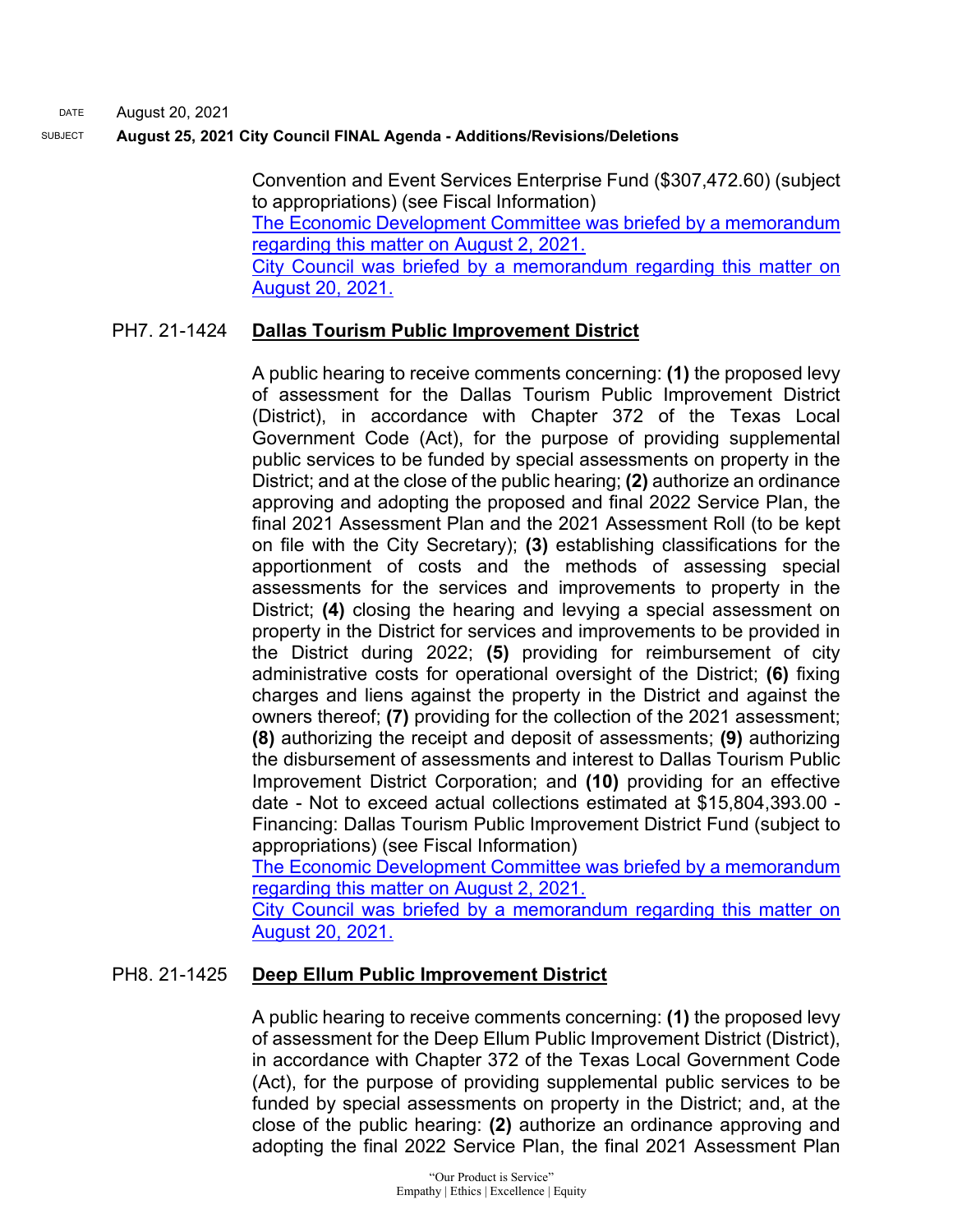Convention and Event Services Enterprise Fund ($307,472.60) (subject to appropriations) (see Fiscal Information)
The Economic Development Committee was briefed by a memorandum regarding this matter on August 2, 2021.
City Council was briefed by a memorandum regarding this matter on August 20, 2021.

PH7. 21-1424 **Dallas Tourism Public Improvement District**

A public hearing to receive comments concerning: **(1)** the proposed levy of assessment for the Dallas Tourism Public Improvement District (District), in accordance with Chapter 372 of the Texas Local Government Code (Act), for the purpose of providing supplemental public services to be funded by special assessments on property in the District; and at the close of the public hearing; **(2)** authorize an ordinance approving and adopting the proposed and final 2022 Service Plan, the final 2021 Assessment Plan and the 2021 Assessment Roll (to be kept on file with the City Secretary); **(3)** establishing classifications for the apportionment of costs and the methods of assessing special assessments for the services and improvements to property in the District; **(4)** closing the hearing and levying a special assessment on property in the District for services and improvements to be provided in the District during 2022; **(5)** providing for reimbursement of city administrative costs for operational oversight of the District; **(6)** fixing charges and liens against the property in the District and against the owners thereof; **(7)** providing for the collection of the 2021 assessment; **(8)** authorizing the receipt and deposit of assessments; **(9)** authorizing the disbursement of assessments and interest to Dallas Tourism Public Improvement District Corporation; and **(10)** providing for an effective date - Not to exceed actual collections estimated at $15,804,393.00 - Financing: Dallas Tourism Public Improvement District Fund (subject to appropriations) (see Fiscal Information)
The Economic Development Committee was briefed by a memorandum regarding this matter on August 2, 2021.
City Council was briefed by a memorandum regarding this matter on August 20, 2021.

PH8. 21-1425 **Deep Ellum Public Improvement District**

A public hearing to receive comments concerning: **(1)** the proposed levy of assessment for the Deep Ellum Public Improvement District (District), in accordance with Chapter 372 of the Texas Local Government Code (Act), for the purpose of providing supplemental public services to be funded by special assessments on property in the District; and, at the close of the public hearing: **(2)** authorize an ordinance approving and adopting the final 2022 Service Plan, the final 2021 Assessment Plan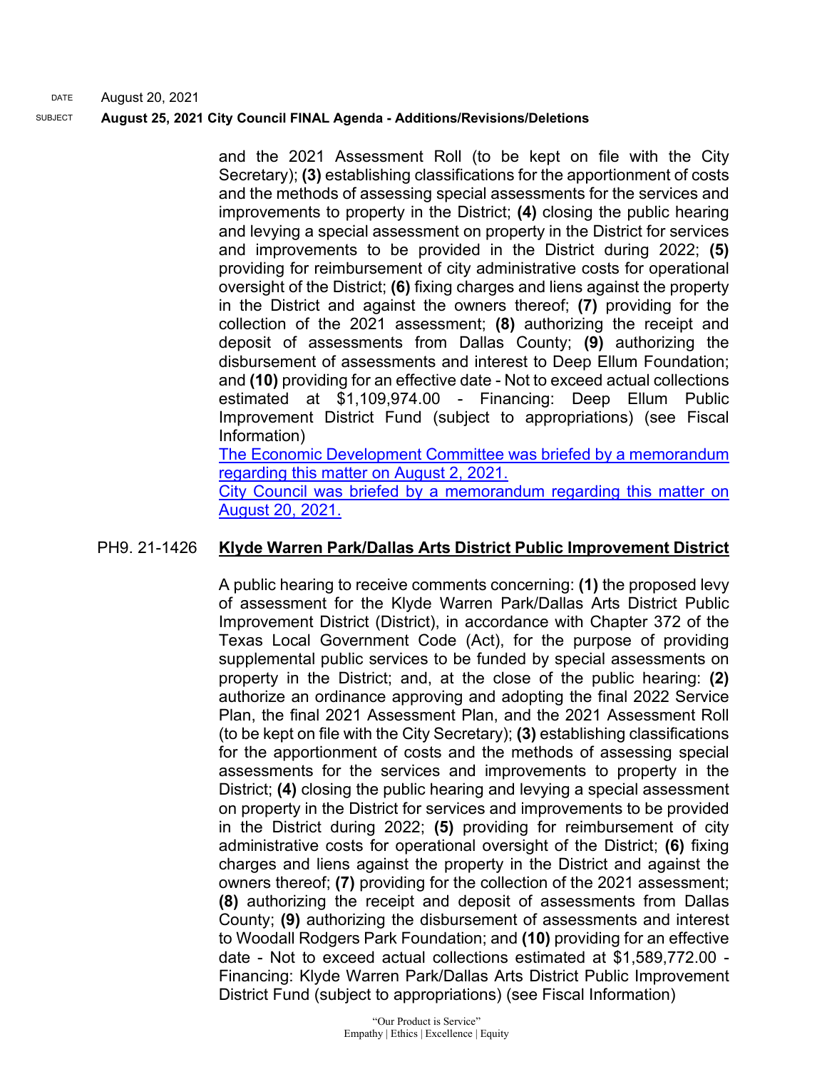DATE August 20, 2021

SUBJECT **August 25, 2021 City Council FINAL Agenda - Additions/Revisions/Deletions**

and the 2021 Assessment Roll (to be kept on file with the City Secretary); **(3)** establishing classifications for the apportionment of costs and the methods of assessing special assessments for the services and improvements to property in the District; **(4)** closing the public hearing and levying a special assessment on property in the District for services and improvements to be provided in the District during 2022; **(5)** providing for reimbursement of city administrative costs for operational oversight of the District; **(6)** fixing charges and liens against the property in the District and against the owners thereof; **(7)** providing for the collection of the 2021 assessment; **(8)** authorizing the receipt and deposit of assessments from Dallas County; **(9)** authorizing the disbursement of assessments and interest to Deep Ellum Foundation; and **(10)** providing for an effective date - Not to exceed actual collections estimated at $1,109,974.00 - Financing: Deep Ellum Public Improvement District Fund (subject to appropriations) (see Fiscal Information)

The Economic Development Committee was briefed by a memorandum regarding this matter on August 2, 2021.

City Council was briefed by a memorandum regarding this matter on August 20, 2021.

PH9. 21-1426 **Klyde Warren Park/Dallas Arts District Public Improvement District**

A public hearing to receive comments concerning: **(1)** the proposed levy of assessment for the Klyde Warren Park/Dallas Arts District Public Improvement District (District), in accordance with Chapter 372 of the Texas Local Government Code (Act), for the purpose of providing supplemental public services to be funded by special assessments on property in the District; and, at the close of the public hearing: **(2)** authorize an ordinance approving and adopting the final 2022 Service Plan, the final 2021 Assessment Plan, and the 2021 Assessment Roll (to be kept on file with the City Secretary); **(3)** establishing classifications for the apportionment of costs and the methods of assessing special assessments for the services and improvements to property in the District; **(4)** closing the public hearing and levying a special assessment on property in the District for services and improvements to be provided in the District during 2022; **(5)** providing for reimbursement of city administrative costs for operational oversight of the District; **(6)** fixing charges and liens against the property in the District and against the owners thereof; **(7)** providing for the collection of the 2021 assessment; **(8)** authorizing the receipt and deposit of assessments from Dallas County; **(9)** authorizing the disbursement of assessments and interest to Woodall Rodgers Park Foundation; and **(10)** providing for an effective date - Not to exceed actual collections estimated at $1,589,772.00 - Financing: Klyde Warren Park/Dallas Arts District Public Improvement District Fund (subject to appropriations) (see Fiscal Information)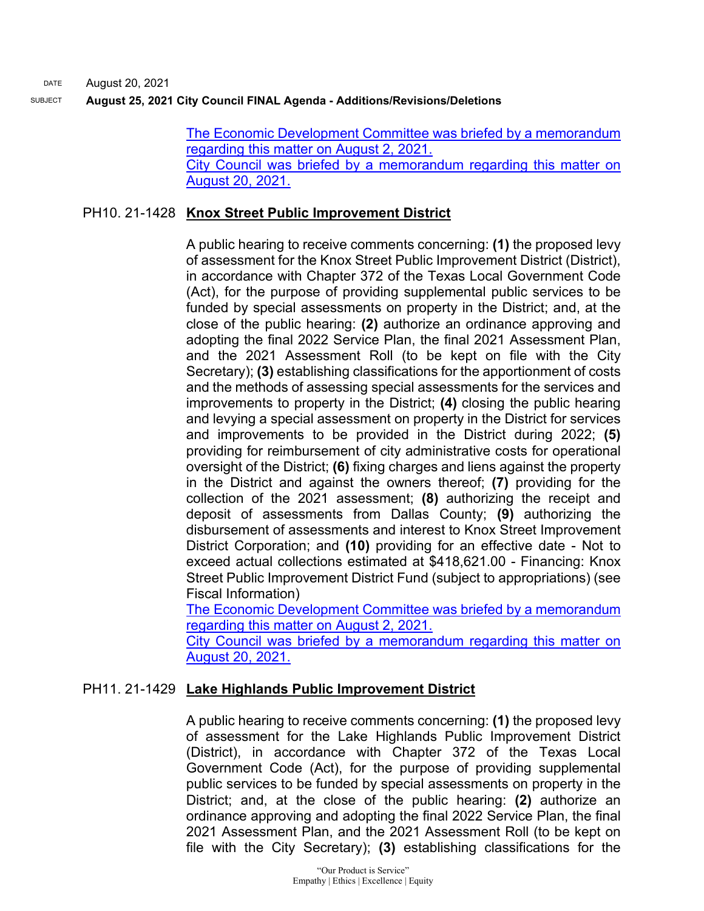The Economic Development Committee was briefed by a memorandum regarding this matter on August 2, 2021.
City Council was briefed by a memorandum regarding this matter on August 20, 2021.

PH10. 21-1428 **Knox Street Public Improvement District**

A public hearing to receive comments concerning: **(1)** the proposed levy of assessment for the Knox Street Public Improvement District (District), in accordance with Chapter 372 of the Texas Local Government Code (Act), for the purpose of providing supplemental public services to be funded by special assessments on property in the District; and, at the close of the public hearing: **(2)** authorize an ordinance approving and adopting the final 2022 Service Plan, the final 2021 Assessment Plan, and the 2021 Assessment Roll (to be kept on file with the City Secretary); **(3)** establishing classifications for the apportionment of costs and the methods of assessing special assessments for the services and improvements to property in the District; **(4)** closing the public hearing and levying a special assessment on property in the District for services and improvements to be provided in the District during 2022; **(5)** providing for reimbursement of city administrative costs for operational oversight of the District; **(6)** fixing charges and liens against the property in the District and against the owners thereof; **(7)** providing for the collection of the 2021 assessment; **(8)** authorizing the receipt and deposit of assessments from Dallas County; **(9)** authorizing the disbursement of assessments and interest to Knox Street Improvement District Corporation; and **(10)** providing for an effective date - Not to exceed actual collections estimated at $418,621.00 - Financing: Knox Street Public Improvement District Fund (subject to appropriations) (see Fiscal Information)
The Economic Development Committee was briefed by a memorandum regarding this matter on August 2, 2021.
City Council was briefed by a memorandum regarding this matter on August 20, 2021.

PH11. 21-1429 **Lake Highlands Public Improvement District**

A public hearing to receive comments concerning: **(1)** the proposed levy of assessment for the Lake Highlands Public Improvement District (District), in accordance with Chapter 372 of the Texas Local Government Code (Act), for the purpose of providing supplemental public services to be funded by special assessments on property in the District; and, at the close of the public hearing: **(2)** authorize an ordinance approving and adopting the final 2022 Service Plan, the final 2021 Assessment Plan, and the 2021 Assessment Roll (to be kept on file with the City Secretary); **(3)** establishing classifications for the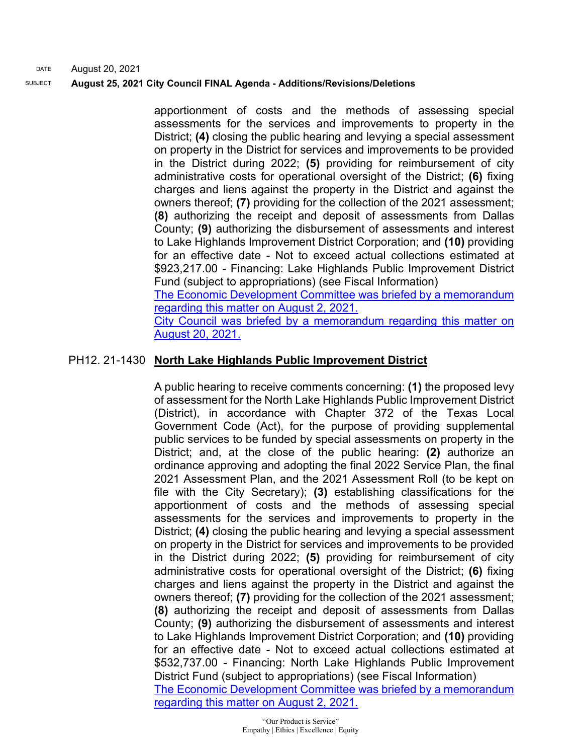apportionment of costs and the methods of assessing special assessments for the services and improvements to property in the District; **(4)** closing the public hearing and levying a special assessment on property in the District for services and improvements to be provided in the District during 2022; **(5)** providing for reimbursement of city administrative costs for operational oversight of the District; **(6)** fixing charges and liens against the property in the District and against the owners thereof; **(7)** providing for the collection of the 2021 assessment; **(8)** authorizing the receipt and deposit of assessments from Dallas County; **(9)** authorizing the disbursement of assessments and interest to Lake Highlands Improvement District Corporation; and **(10)** providing for an effective date - Not to exceed actual collections estimated at $923,217.00 - Financing: Lake Highlands Public Improvement District Fund (subject to appropriations) (see Fiscal Information)
The Economic Development Committee was briefed by a memorandum regarding this matter on August 2, 2021.
City Council was briefed by a memorandum regarding this matter on August 20, 2021.

PH12. 21-1430 **North Lake Highlands Public Improvement District**

A public hearing to receive comments concerning: **(1)** the proposed levy of assessment for the North Lake Highlands Public Improvement District (District), in accordance with Chapter 372 of the Texas Local Government Code (Act), for the purpose of providing supplemental public services to be funded by special assessments on property in the District; and, at the close of the public hearing: **(2)** authorize an ordinance approving and adopting the final 2022 Service Plan, the final 2021 Assessment Plan, and the 2021 Assessment Roll (to be kept on file with the City Secretary); **(3)** establishing classifications for the apportionment of costs and the methods of assessing special assessments for the services and improvements to property in the District; **(4)** closing the public hearing and levying a special assessment on property in the District for services and improvements to be provided in the District during 2022; **(5)** providing for reimbursement of city administrative costs for operational oversight of the District; **(6)** fixing charges and liens against the property in the District and against the owners thereof; **(7)** providing for the collection of the 2021 assessment; **(8)** authorizing the receipt and deposit of assessments from Dallas County; **(9)** authorizing the disbursement of assessments and interest to Lake Highlands Improvement District Corporation; and **(10)** providing for an effective date - Not to exceed actual collections estimated at $532,737.00 - Financing: North Lake Highlands Public Improvement District Fund (subject to appropriations) (see Fiscal Information)
The Economic Development Committee was briefed by a memorandum regarding this matter on August 2, 2021.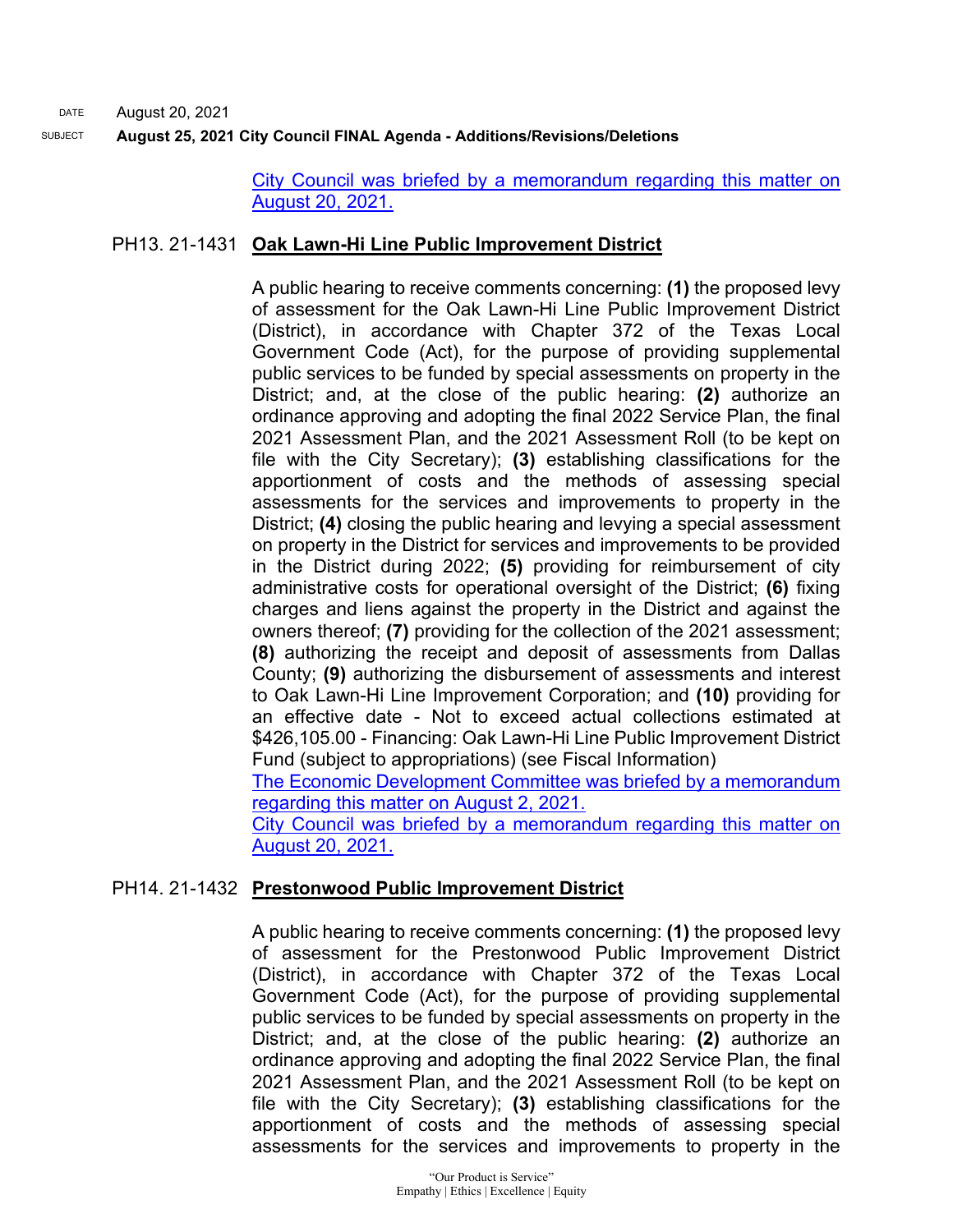City Council was briefed by a memorandum regarding this matter on August 20, 2021.

PH13. 21-1431 **Oak Lawn-Hi Line Public Improvement District**

A public hearing to receive comments concerning: **(1)** the proposed levy of assessment for the Oak Lawn-Hi Line Public Improvement District (District), in accordance with Chapter 372 of the Texas Local Government Code (Act), for the purpose of providing supplemental public services to be funded by special assessments on property in the District; and, at the close of the public hearing: **(2)** authorize an ordinance approving and adopting the final 2022 Service Plan, the final 2021 Assessment Plan, and the 2021 Assessment Roll (to be kept on file with the City Secretary); **(3)** establishing classifications for the apportionment of costs and the methods of assessing special assessments for the services and improvements to property in the District; **(4)** closing the public hearing and levying a special assessment on property in the District for services and improvements to be provided in the District during 2022; **(5)** providing for reimbursement of city administrative costs for operational oversight of the District; **(6)** fixing charges and liens against the property in the District and against the owners thereof; **(7)** providing for the collection of the 2021 assessment; **(8)** authorizing the receipt and deposit of assessments from Dallas County; **(9)** authorizing the disbursement of assessments and interest to Oak Lawn-Hi Line Improvement Corporation; and **(10)** providing for an effective date - Not to exceed actual collections estimated at $426,105.00 - Financing: Oak Lawn-Hi Line Public Improvement District Fund (subject to appropriations) (see Fiscal Information)
The Economic Development Committee was briefed by a memorandum regarding this matter on August 2, 2021.
City Council was briefed by a memorandum regarding this matter on August 20, 2021.

PH14. 21-1432 **Prestonwood Public Improvement District**

A public hearing to receive comments concerning: **(1)** the proposed levy of assessment for the Prestonwood Public Improvement District (District), in accordance with Chapter 372 of the Texas Local Government Code (Act), for the purpose of providing supplemental public services to be funded by special assessments on property in the District; and, at the close of the public hearing: **(2)** authorize an ordinance approving and adopting the final 2022 Service Plan, the final 2021 Assessment Plan, and the 2021 Assessment Roll (to be kept on file with the City Secretary); **(3)** establishing classifications for the apportionment of costs and the methods of assessing special assessments for the services and improvements to property in the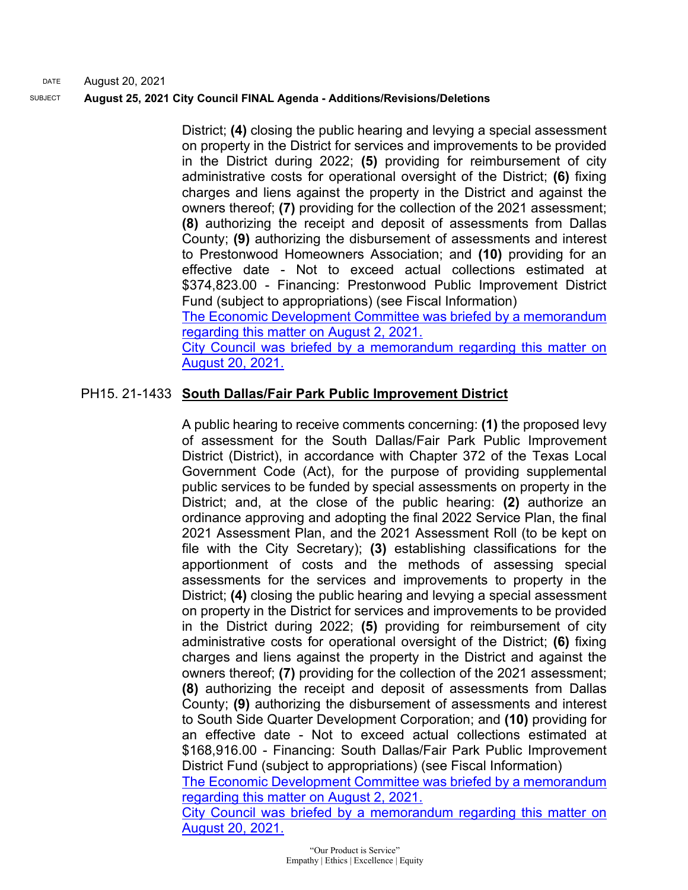District; **(4)** closing the public hearing and levying a special assessment on property in the District for services and improvements to be provided in the District during 2022; **(5)** providing for reimbursement of city administrative costs for operational oversight of the District; **(6)** fixing charges and liens against the property in the District and against the owners thereof; **(7)** providing for the collection of the 2021 assessment; **(8)** authorizing the receipt and deposit of assessments from Dallas County; **(9)** authorizing the disbursement of assessments and interest to Prestonwood Homeowners Association; and **(10)** providing for an effective date - Not to exceed actual collections estimated at $374,823.00 - Financing: Prestonwood Public Improvement District Fund (subject to appropriations) (see Fiscal Information)
The Economic Development Committee was briefed by a memorandum regarding this matter on August 2, 2021.
City Council was briefed by a memorandum regarding this matter on August 20, 2021.

PH15. 21-1433 **South Dallas/Fair Park Public Improvement District**

A public hearing to receive comments concerning: **(1)** the proposed levy of assessment for the South Dallas/Fair Park Public Improvement District (District), in accordance with Chapter 372 of the Texas Local Government Code (Act), for the purpose of providing supplemental public services to be funded by special assessments on property in the District; and, at the close of the public hearing: **(2)** authorize an ordinance approving and adopting the final 2022 Service Plan, the final 2021 Assessment Plan, and the 2021 Assessment Roll (to be kept on file with the City Secretary); **(3)** establishing classifications for the apportionment of costs and the methods of assessing special assessments for the services and improvements to property in the District; **(4)** closing the public hearing and levying a special assessment on property in the District for services and improvements to be provided in the District during 2022; **(5)** providing for reimbursement of city administrative costs for operational oversight of the District; **(6)** fixing charges and liens against the property in the District and against the owners thereof; **(7)** providing for the collection of the 2021 assessment; **(8)** authorizing the receipt and deposit of assessments from Dallas County; **(9)** authorizing the disbursement of assessments and interest to South Side Quarter Development Corporation; and **(10)** providing for an effective date - Not to exceed actual collections estimated at $168,916.00 - Financing: South Dallas/Fair Park Public Improvement District Fund (subject to appropriations) (see Fiscal Information)
The Economic Development Committee was briefed by a memorandum regarding this matter on August 2, 2021.
City Council was briefed by a memorandum regarding this matter on August 20, 2021.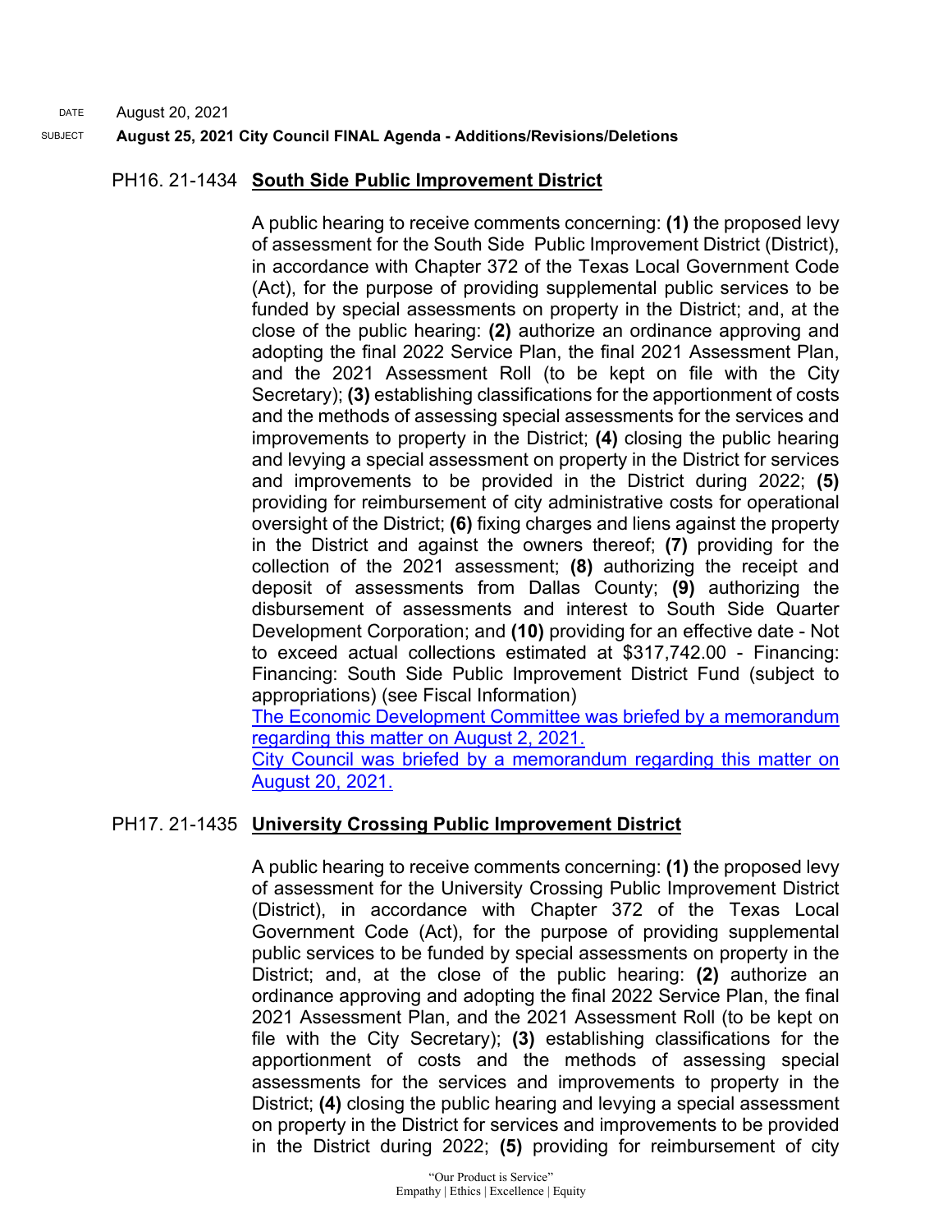DATE August 20, 2021

SUBJECT **August 25, 2021 City Council FINAL Agenda - Additions/Revisions/Deletions**

PH16. 21-1434 **South Side Public Improvement District**

A public hearing to receive comments concerning: **(1)** the proposed levy of assessment for the South Side Public Improvement District (District), in accordance with Chapter 372 of the Texas Local Government Code (Act), for the purpose of providing supplemental public services to be funded by special assessments on property in the District; and, at the close of the public hearing: **(2)** authorize an ordinance approving and adopting the final 2022 Service Plan, the final 2021 Assessment Plan, and the 2021 Assessment Roll (to be kept on file with the City Secretary); **(3)** establishing classifications for the apportionment of costs and the methods of assessing special assessments for the services and improvements to property in the District; **(4)** closing the public hearing and levying a special assessment on property in the District for services and improvements to be provided in the District during 2022; **(5)** providing for reimbursement of city administrative costs for operational oversight of the District; **(6)** fixing charges and liens against the property in the District and against the owners thereof; **(7)** providing for the collection of the 2021 assessment; **(8)** authorizing the receipt and deposit of assessments from Dallas County; **(9)** authorizing the disbursement of assessments and interest to South Side Quarter Development Corporation; and **(10)** providing for an effective date - Not to exceed actual collections estimated at $317,742.00 - Financing: Financing: South Side Public Improvement District Fund (subject to appropriations) (see Fiscal Information)
The Economic Development Committee was briefed by a memorandum regarding this matter on August 2, 2021.
City Council was briefed by a memorandum regarding this matter on August 20, 2021.

PH17. 21-1435 **University Crossing Public Improvement District**

A public hearing to receive comments concerning: **(1)** the proposed levy of assessment for the University Crossing Public Improvement District (District), in accordance with Chapter 372 of the Texas Local Government Code (Act), for the purpose of providing supplemental public services to be funded by special assessments on property in the District; and, at the close of the public hearing: **(2)** authorize an ordinance approving and adopting the final 2022 Service Plan, the final 2021 Assessment Plan, and the 2021 Assessment Roll (to be kept on file with the City Secretary); **(3)** establishing classifications for the apportionment of costs and the methods of assessing special assessments for the services and improvements to property in the District; **(4)** closing the public hearing and levying a special assessment on property in the District for services and improvements to be provided in the District during 2022; **(5)** providing for reimbursement of city

"Our Product is Service"
Empathy | Ethics | Excellence | Equity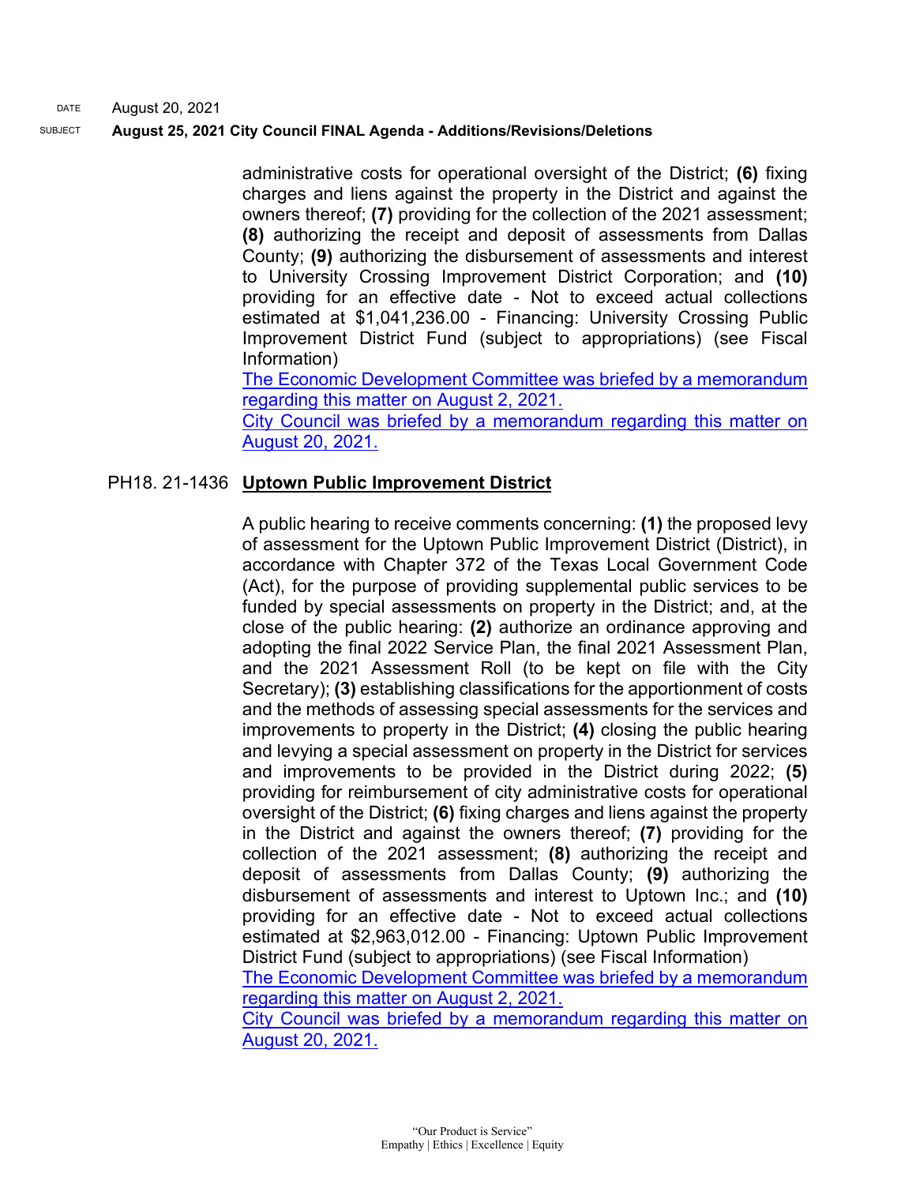administrative costs for operational oversight of the District; **(6)** fixing charges and liens against the property in the District and against the owners thereof; **(7)** providing for the collection of the 2021 assessment; **(8)** authorizing the receipt and deposit of assessments from Dallas County; **(9)** authorizing the disbursement of assessments and interest to University Crossing Improvement District Corporation; and **(10)** providing for an effective date - Not to exceed actual collections estimated at $1,041,236.00 - Financing: University Crossing Public Improvement District Fund (subject to appropriations) (see Fiscal Information)

The Economic Development Committee was briefed by a memorandum regarding this matter on August 2, 2021.

City Council was briefed by a memorandum regarding this matter on August 20, 2021.

PH18. 21-1436 **Uptown Public Improvement District**

A public hearing to receive comments concerning: **(1)** the proposed levy of assessment for the Uptown Public Improvement District (District), in accordance with Chapter 372 of the Texas Local Government Code (Act), for the purpose of providing supplemental public services to be funded by special assessments on property in the District; and, at the close of the public hearing: **(2)** authorize an ordinance approving and adopting the final 2022 Service Plan, the final 2021 Assessment Plan, and the 2021 Assessment Roll (to be kept on file with the City Secretary); **(3)** establishing classifications for the apportionment of costs and the methods of assessing special assessments for the services and improvements to property in the District; **(4)** closing the public hearing and levying a special assessment on property in the District for services and improvements to be provided in the District during 2022; **(5)** providing for reimbursement of city administrative costs for operational oversight of the District; **(6)** fixing charges and liens against the property in the District and against the owners thereof; **(7)** providing for the collection of the 2021 assessment; **(8)** authorizing the receipt and deposit of assessments from Dallas County; **(9)** authorizing the disbursement of assessments and interest to Uptown Inc.; and **(10)** providing for an effective date - Not to exceed actual collections estimated at $2,963,012.00 - Financing: Uptown Public Improvement District Fund (subject to appropriations) (see Fiscal Information)

The Economic Development Committee was briefed by a memorandum regarding this matter on August 2, 2021.

City Council was briefed by a memorandum regarding this matter on August 20, 2021.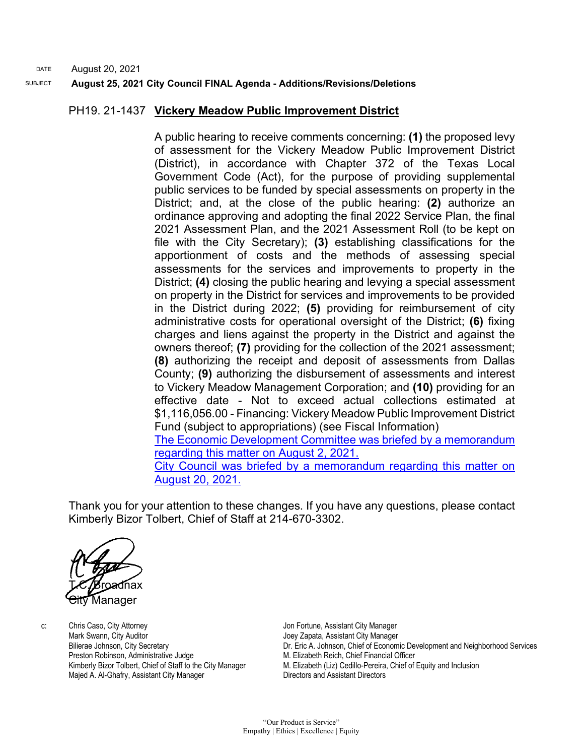DATE August 20, 2021

SUBJECT **August 25, 2021 City Council FINAL Agenda - Additions/Revisions/Deletions**

PH19. 21-1437 **Vickery Meadow Public Improvement District**

A public hearing to receive comments concerning: **(1)** the proposed levy of assessment for the Vickery Meadow Public Improvement District (District), in accordance with Chapter 372 of the Texas Local Government Code (Act), for the purpose of providing supplemental public services to be funded by special assessments on property in the District; and, at the close of the public hearing: **(2)** authorize an ordinance approving and adopting the final 2022 Service Plan, the final 2021 Assessment Plan, and the 2021 Assessment Roll (to be kept on file with the City Secretary); **(3)** establishing classifications for the apportionment of costs and the methods of assessing special assessments for the services and improvements to property in the District; **(4)** closing the public hearing and levying a special assessment on property in the District for services and improvements to be provided in the District during 2022; **(5)** providing for reimbursement of city administrative costs for operational oversight of the District; **(6)** fixing charges and liens against the property in the District and against the owners thereof; **(7)** providing for the collection of the 2021 assessment; **(8)** authorizing the receipt and deposit of assessments from Dallas County; **(9)** authorizing the disbursement of assessments and interest to Vickery Meadow Management Corporation; and **(10)** providing for an effective date - Not to exceed actual collections estimated at $1,116,056.00 - Financing: Vickery Meadow Public Improvement District Fund (subject to appropriations) (see Fiscal Information)

The Economic Development Committee was briefed by a memorandum regarding this matter on August 2, 2021.

City Council was briefed by a memorandum regarding this matter on August 20, 2021.

Thank you for your attention to these changes. If you have any questions, please contact Kimberly Bizor Tolbert, Chief of Staff at 214-670-3302.

T.C. Broadnax
City Manager

c: Chris Caso, City Attorney
Mark Swann, City Auditor
Bilierae Johnson, City Secretary
Preston Robinson, Administrative Judge
Kimberly Bizor Tolbert, Chief of Staff to the City Manager
Majed A. Al-Ghafry, Assistant City Manager
Jon Fortune, Assistant City Manager
Joey Zapata, Assistant City Manager
Dr. Eric A. Johnson, Chief of Economic Development and Neighborhood Services
M. Elizabeth Reich, Chief Financial Officer
M. Elizabeth (Liz) Cedillo-Pereira, Chief of Equity and Inclusion
Directors and Assistant Directors

"Our Product is Service"
Empathy | Ethics | Excellence | Equity